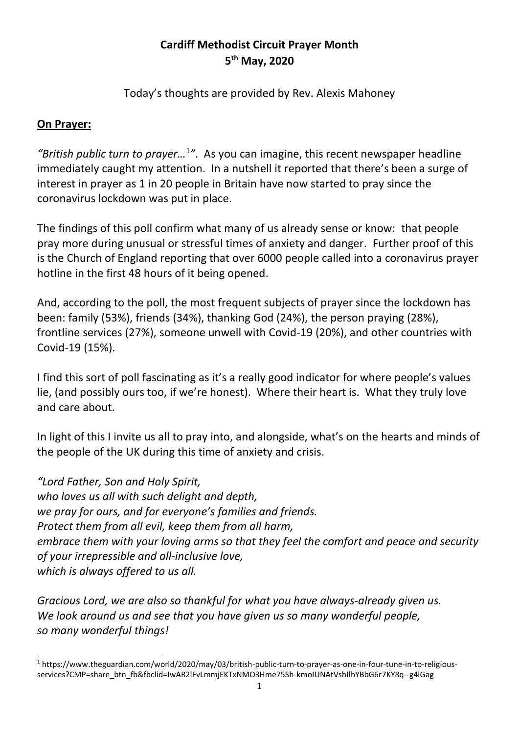**Cardiff Methodist Circuit Prayer Month**
**5th May, 2020**

Today's thoughts are provided by Rev. Alexis Mahoney

**On Prayer:**

*"British public turn to prayer…*[1]*"*. As you can imagine, this recent newspaper headline immediately caught my attention. In a nutshell it reported that there's been a surge of interest in prayer as 1 in 20 people in Britain have now started to pray since the coronavirus lockdown was put in place.

The findings of this poll confirm what many of us already sense or know: that people pray more during unusual or stressful times of anxiety and danger. Further proof of this is the Church of England reporting that over 6000 people called into a coronavirus prayer hotline in the first 48 hours of it being opened.

And, according to the poll, the most frequent subjects of prayer since the lockdown has been: family (53%), friends (34%), thanking God (24%), the person praying (28%), frontline services (27%), someone unwell with Covid-19 (20%), and other countries with Covid-19 (15%).

I find this sort of poll fascinating as it's a really good indicator for where people's values lie, (and possibly ours too, if we're honest). Where their heart is. What they truly love and care about.

In light of this I invite us all to pray into, and alongside, what's on the hearts and minds of the people of the UK during this time of anxiety and crisis.

*"Lord Father, Son and Holy Spirit,*
*who loves us all with such delight and depth,*
*we pray for ours, and for everyone's families and friends.*
*Protect them from all evil, keep them from all harm,*
*embrace them with your loving arms so that they feel the comfort and peace and security of your irrepressible and all-inclusive love,*
*which is always offered to us all.*

*Gracious Lord, we are also so thankful for what you have always-already given us.*
*We look around us and see that you have given us so many wonderful people,*
*so many wonderful things!*

[1] https://www.theguardian.com/world/2020/may/03/british-public-turn-to-prayer-as-one-in-four-tune-in-to-religious-services?CMP=share_btn_fb&fbclid=IwAR2lFvLmmjEKTxNMO3Hme75Sh-kmoIUNAtVshIlhYBbG6r7KY8q--g4lGag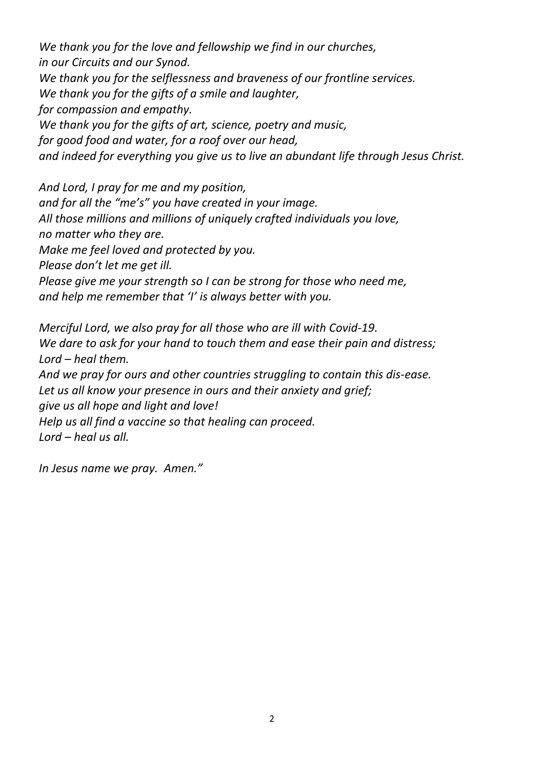*We thank you for the love and fellowship we find in our churches,*
*in our Circuits and our Synod.*
*We thank you for the selflessness and braveness of our frontline services.*
*We thank you for the gifts of a smile and laughter,*
*for compassion and empathy.*
*We thank you for the gifts of art, science, poetry and music,*
*for good food and water, for a roof over our head,*
*and indeed for everything you give us to live an abundant life through Jesus Christ.*

*And Lord, I pray for me and my position,*
*and for all the "me's" you have created in your image.*
*All those millions and millions of uniquely crafted individuals you love,*
*no matter who they are.*
*Make me feel loved and protected by you.*
*Please don't let me get ill.*
*Please give me your strength so I can be strong for those who need me,*
*and help me remember that 'I' is always better with you.*

*Merciful Lord, we also pray for all those who are ill with Covid-19.*
*We dare to ask for your hand to touch them and ease their pain and distress;*
*Lord – heal them.*
*And we pray for ours and other countries struggling to contain this dis-ease.*
*Let us all know your presence in ours and their anxiety and grief;*
*give us all hope and light and love!*
*Help us all find a vaccine so that healing can proceed.*
*Lord – heal us all.*

*In Jesus name we pray. Amen."*